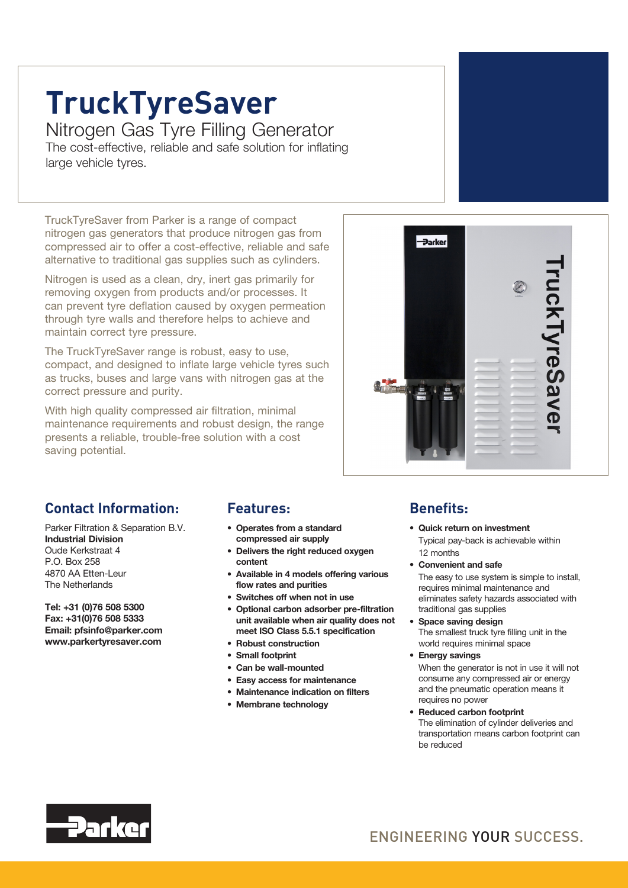# TruckTyreSaver

## Nitrogen Gas Tyre Filling Generator

The cost-effective, reliable and safe solution for inflating large vehicle tyres.

TruckTyreSaver from Parker is a range of compact nitrogen gas generators that produce nitrogen gas from compressed air to offer a cost-effective, reliable and safe alternative to traditional gas supplies such as cylinders.

Nitrogen is used as a clean, dry, inert gas primarily for removing oxygen from products and/or processes. It can prevent tyre deflation caused by oxygen permeation through tyre walls and therefore helps to achieve and maintain correct tyre pressure.

The TruckTyreSaver range is robust, easy to use, compact, and designed to inflate large vehicle tyres such as trucks, buses and large vans with nitrogen gas at the correct pressure and purity.

With high quality compressed air filtration, minimal maintenance requirements and robust design, the range presents a reliable, trouble-free solution with a cost saving potential.

## Contact Information:

Parker Filtration & Separation B.V.
**Industrial Division**
Oude Kerkstraat 4
P.O. Box 258
4870 AA Etten-Leur
The Netherlands

**Tel: +31 (0)76 508 5300**
**Fax: +31(0)76 508 5333**
**Email: pfsinfo@parker.com**
**www.parkertyresaver.com**

## Features:

- **Operates from a standard compressed air supply**
- **Delivers the right reduced oxygen content**
- **Available in 4 models offering various flow rates and purities**
- **Switches off when not in use**
- **Optional carbon adsorber pre-filtration unit available when air quality does not meet ISO Class 5.5.1 specification**
- **Robust construction**
- **Small footprint**
- **Can be wall-mounted**
- **Easy access for maintenance**
- **Maintenance indication on filters**
- **Membrane technology**

## Benefits:

- **Quick return on investment**
  Typical pay-back is achievable within 12 months
- **Convenient and safe**
  The easy to use system is simple to install, requires minimal maintenance and eliminates safety hazards associated with traditional gas supplies
- **Space saving design**
  The smallest truck tyre filling unit in the world requires minimal space
- **Energy savings**
  When the generator is not in use it will not consume any compressed air or energy and the pneumatic operation means it requires no power
- **Reduced carbon footprint**
  The elimination of cylinder deliveries and transportation means carbon footprint can be reduced

ENGINEERING YOUR SUCCESS.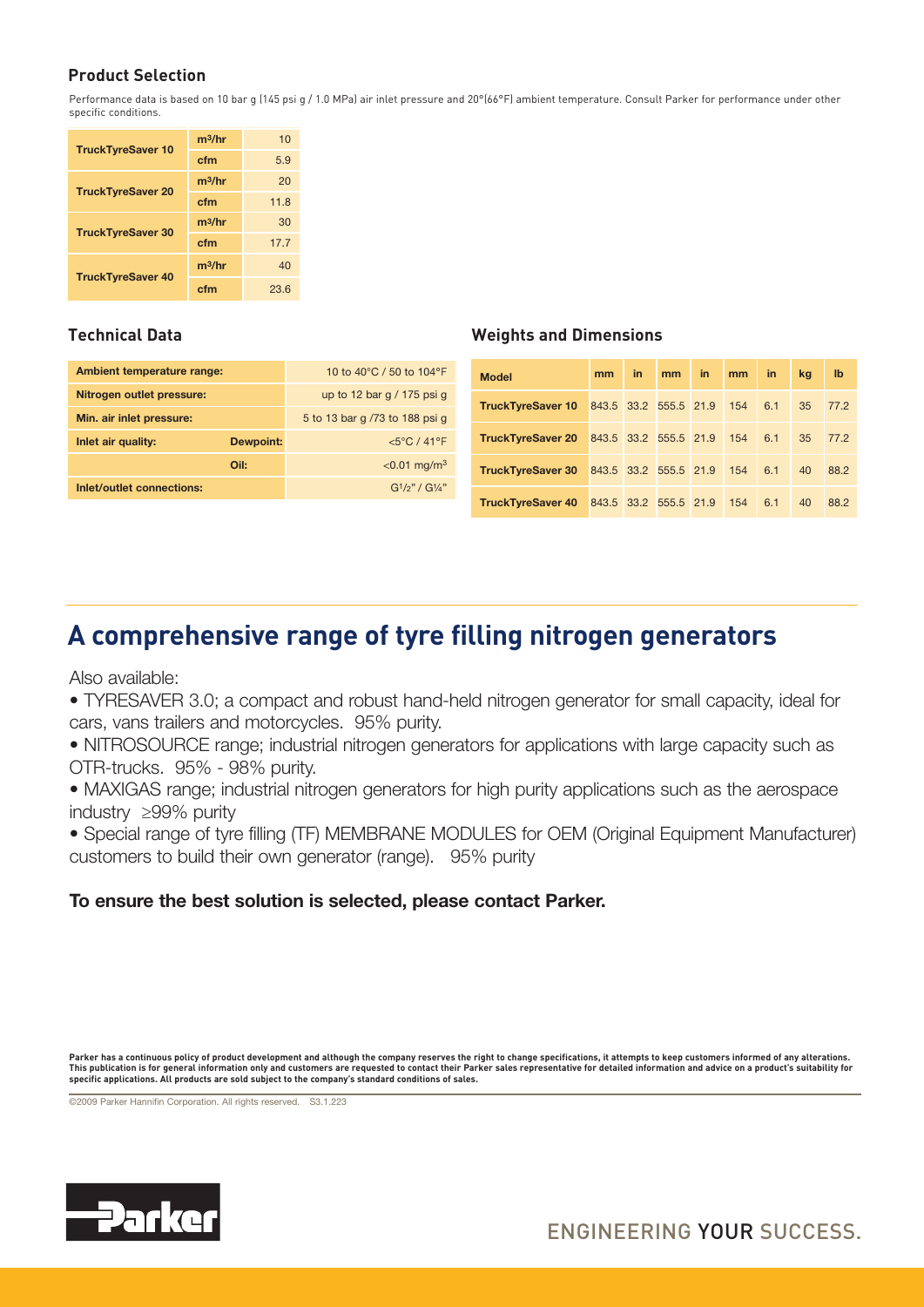### Product Selection

Performance data is based on 10 bar g (145 psi g / 1.0 MPa) air inlet pressure and 20°(66°F) ambient temperature. Consult Parker for performance under other specific conditions.

| | | |
|---|---|---|
| TruckTyreSaver 10 | $m^3/hr$ | 10 |
| | cfm | 5.9 |
| TruckTyreSaver 20 | $m^3/hr$ | 20 |
| | cfm | 11.8 |
| TruckTyreSaver 30 | $m^3/hr$ | 30 |
| | cfm | 17.7 |
| TruckTyreSaver 40 | $m^3/hr$ | 40 |
| | cfm | 23.6 |

### Technical Data

| | | |
|---|---|---|
| **Ambient temperature range:** | | 10 to 40°C / 50 to 104°F |
| **Nitrogen outlet pressure:** | | up to 12 bar g / 175 psi g |
| **Min. air inlet pressure:** | | 5 to 13 bar g /73 to 188 psi g |
| **Inlet air quality:** | **Dewpoint:** | <5°C / 41°F |
| | **Oil:** | <0.01 $mg/m^3$ |
| **Inlet/outlet connections:** | | G1/2" / G1/4" |

### Weights and Dimensions

| Model | mm | in | mm | in | mm | in | kg | lb |
|---|---|---|---|---|---|---|---|---|
| TruckTyreSaver 10 | 843.5 | 33.2 | 555.5 | 21.9 | 154 | 6.1 | 35 | 77.2 |
| TruckTyreSaver 20 | 843.5 | 33.2 | 555.5 | 21.9 | 154 | 6.1 | 35 | 77.2 |
| TruckTyreSaver 30 | 843.5 | 33.2 | 555.5 | 21.9 | 154 | 6.1 | 40 | 88.2 |
| TruckTyreSaver 40 | 843.5 | 33.2 | 555.5 | 21.9 | 154 | 6.1 | 40 | 88.2 |

## A comprehensive range of tyre filling nitrogen generators

Also available:

- TYRESAVER 3.0; a compact and robust hand-held nitrogen generator for small capacity, ideal for cars, vans trailers and motorcycles. 95% purity.
- NITROSOURCE range; industrial nitrogen generators for applications with large capacity such as OTR-trucks. 95% - 98% purity.
- MAXIGAS range; industrial nitrogen generators for high purity applications such as the aerospace industry ≥99% purity
- Special range of tyre filling (TF) MEMBRANE MODULES for OEM (Original Equipment Manufacturer) customers to build their own generator (range). 95% purity

**To ensure the best solution is selected, please contact Parker.**

**Parker has a continuous policy of product development and although the company reserves the right to change specifications, it attempts to keep customers informed of any alterations. This publication is for general information only and customers are requested to contact their Parker sales representative for detailed information and advice on a product's suitability for specific applications. All products are sold subject to the company's standard conditions of sales.**

©2009 Parker Hannifin Corporation. All rights reserved. S3.1.223

Parker

ENGINEERING YOUR SUCCESS.